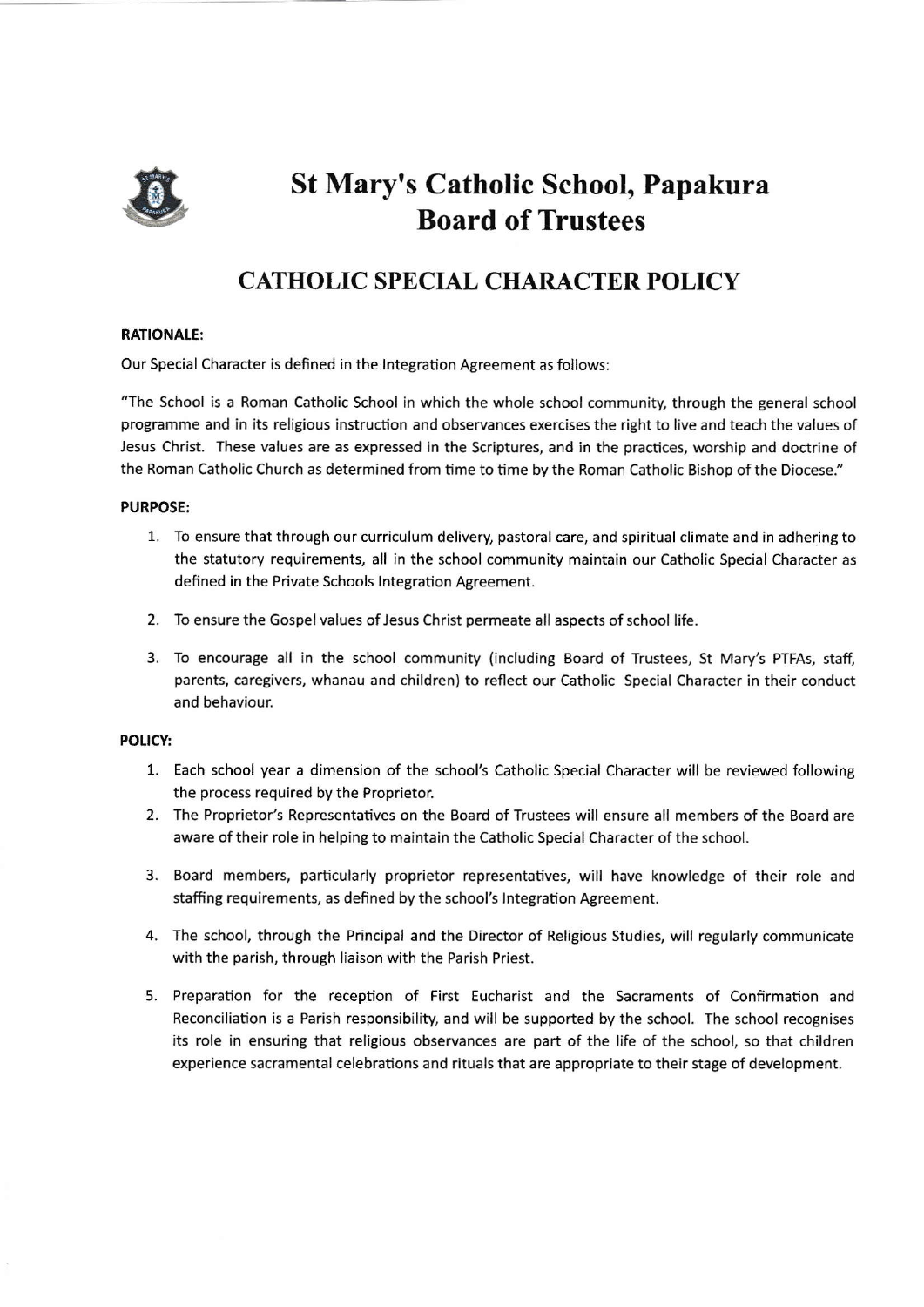# St Mary's Catholic School, Papakura
# Board of Trustees

## CATHOLIC SPECIAL CHARACTER POLICY

**RATIONALE:**

Our Special Character is defined in the Integration Agreement as follows:

"The School is a Roman Catholic School in which the whole school community, through the general school programme and in its religious instruction and observances exercises the right to live and teach the values of Jesus Christ. These values are as expressed in the Scriptures, and in the practices, worship and doctrine of the Roman Catholic Church as determined from time to time by the Roman Catholic Bishop of the Diocese."

**PURPOSE:**

1. To ensure that through our curriculum delivery, pastoral care, and spiritual climate and in adhering to the statutory requirements, all in the school community maintain our Catholic Special Character as defined in the Private Schools Integration Agreement.
2. To ensure the Gospel values of Jesus Christ permeate all aspects of school life.
3. To encourage all in the school community (including Board of Trustees, St Mary's PTFAs, staff, parents, caregivers, whanau and children) to reflect our Catholic Special Character in their conduct and behaviour.

**POLICY:**

1. Each school year a dimension of the school's Catholic Special Character will be reviewed following the process required by the Proprietor.
2. The Proprietor's Representatives on the Board of Trustees will ensure all members of the Board are aware of their role in helping to maintain the Catholic Special Character of the school.
3. Board members, particularly proprietor representatives, will have knowledge of their role and staffing requirements, as defined by the school's Integration Agreement.
4. The school, through the Principal and the Director of Religious Studies, will regularly communicate with the parish, through liaison with the Parish Priest.
5. Preparation for the reception of First Eucharist and the Sacraments of Confirmation and Reconciliation is a Parish responsibility, and will be supported by the school. The school recognises its role in ensuring that religious observances are part of the life of the school, so that children experience sacramental celebrations and rituals that are appropriate to their stage of development.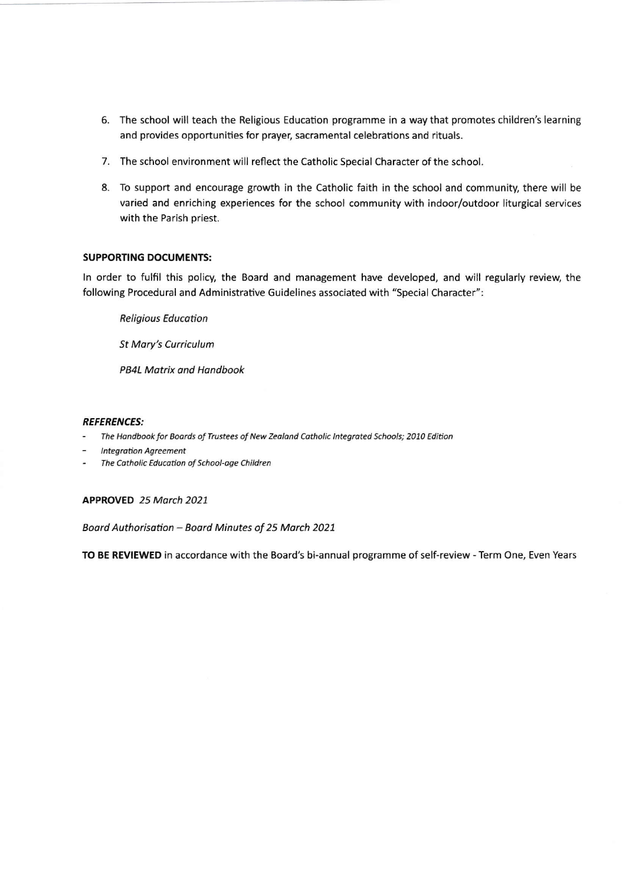6. The school will teach the Religious Education programme in a way that promotes children's learning and provides opportunities for prayer, sacramental celebrations and rituals.

7. The school environment will reflect the Catholic Special Character of the school.

8. To support and encourage growth in the Catholic faith in the school and community, there will be varied and enriching experiences for the school community with indoor/outdoor liturgical services with the Parish priest.

**SUPPORTING DOCUMENTS:**

In order to fulfil this policy, the Board and management have developed, and will regularly review, the following Procedural and Administrative Guidelines associated with "Special Character":

*Religious Education*

*St Mary's Curriculum*

*PB4L Matrix and Handbook*

***REFERENCES:***

- *The Handbook for Boards of Trustees of New Zealand Catholic Integrated Schools; 2010 Edition*
- *Integration Agreement*
- *The Catholic Education of School-age Children*

**APPROVED** *25 March 2021*

*Board Authorisation – Board Minutes of 25 March 2021*

**TO BE REVIEWED** in accordance with the Board's bi-annual programme of self-review - Term One, Even Years